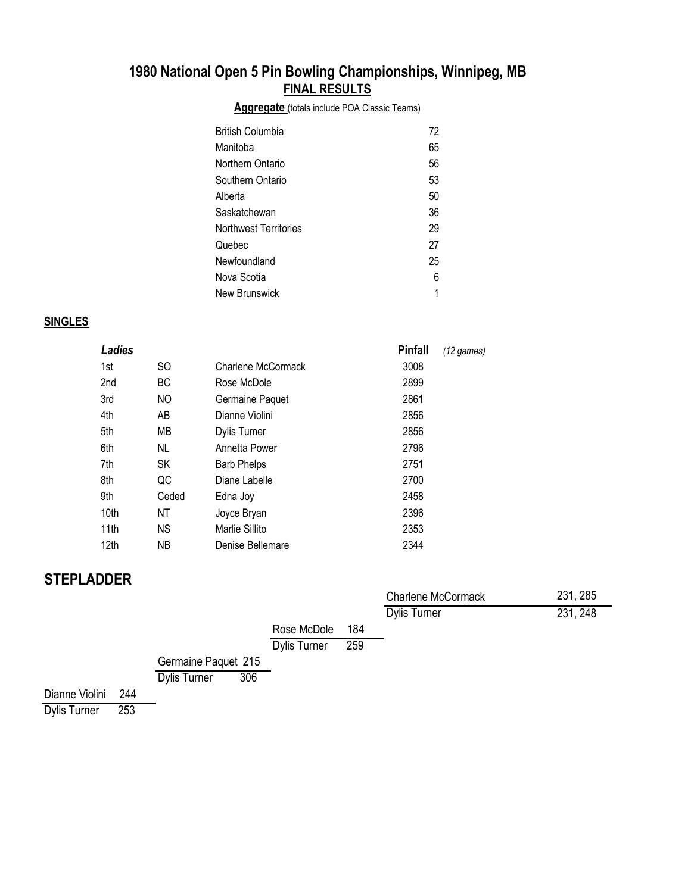# 1980 National Open 5 Pin Bowling Championships, Winnipeg, MB

## FINAL RESULTS

**Aggregate** (totals include POA Classic Teams)

| | |
|---|---|
| British Columbia | 72 |
| Manitoba | 65 |
| Northern Ontario | 56 |
| Southern Ontario | 53 |
| Alberta | 50 |
| Saskatchewan | 36 |
| Northwest Territories | 29 |
| Quebec | 27 |
| Newfoundland | 25 |
| Nova Scotia | 6 |
| New Brunswick | 1 |

**SINGLES**

| ***Ladies*** | | | **Pinfall** *(12 games)* |
|---|---|---|---|
| 1st | SO | Charlene McCormack | 3008 |
| 2nd | BC | Rose McDole | 2899 |
| 3rd | NO | Germaine Paquet | 2861 |
| 4th | AB | Dianne Violini | 2856 |
| 5th | MB | Dylis Turner | 2856 |
| 6th | NL | Annetta Power | 2796 |
| 7th | SK | Barb Phelps | 2751 |
| 8th | QC | Diane Labelle | 2700 |
| 9th | Ceded | Edna Joy | 2458 |
| 10th | NT | Joyce Bryan | 2396 |
| 11th | NS | Marlie Sillito | 2353 |
| 12th | NB | Denise Bellemare | 2344 |

## STEPLADDER

| Match | Bowler | Score |
|---|---|---|
| 1 | Dianne Violini | 244 |
| | Dylis Turner | 253 |
| 2 | Germaine Paquet | 215 |
| | Dylis Turner | 306 |
| 3 | Rose McDole | 184 |
| | Dylis Turner | 259 |
| Final | Charlene McCormack | 231, 285 |
| | Dylis Turner | 231, 248 |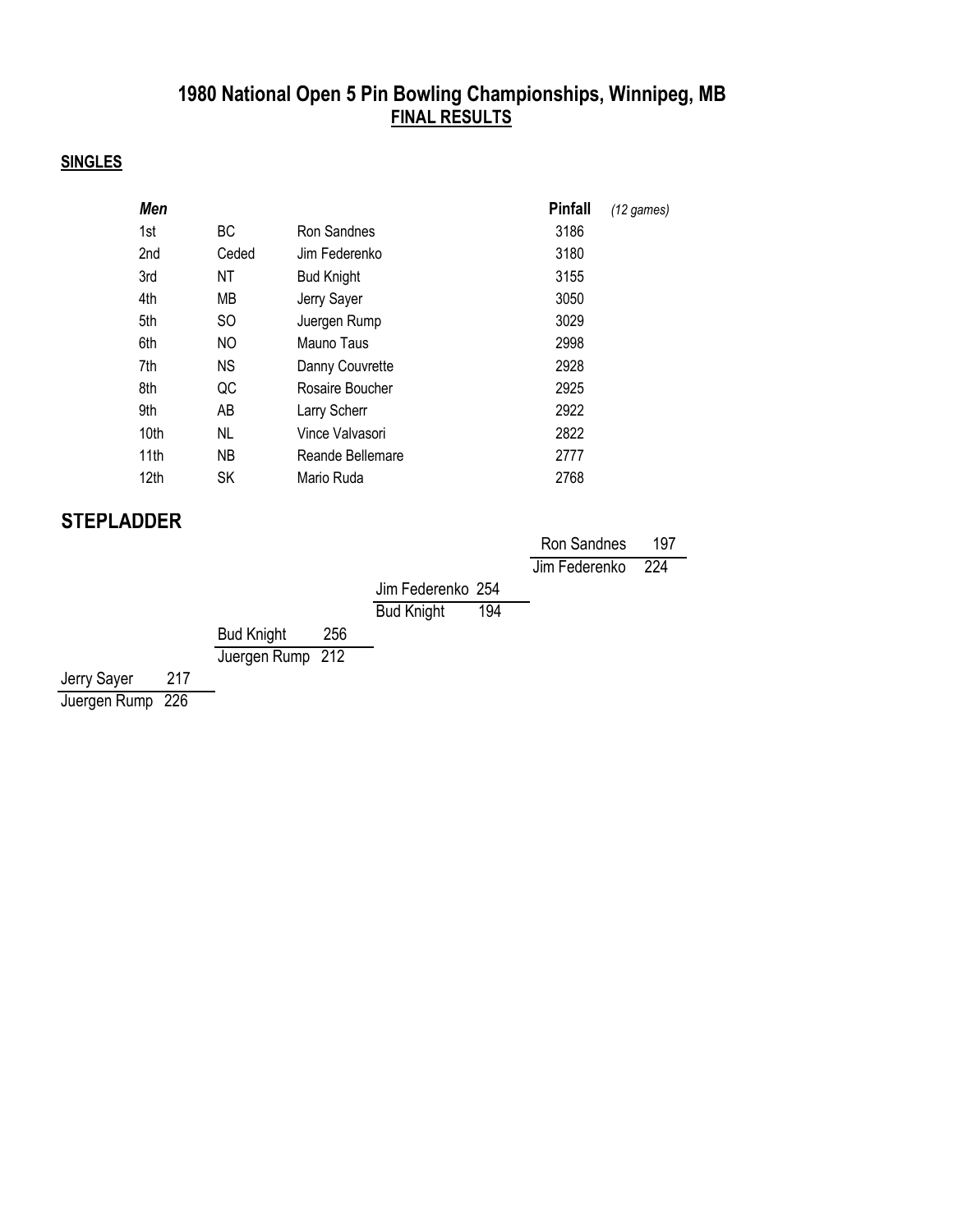# 1980 National Open 5 Pin Bowling Championships, Winnipeg, MB

## FINAL RESULTS

### SINGLES

| *Men* | | | Pinfall | *(12 games)* |
|---|---|---|---|---|
| 1st | BC | Ron Sandnes | 3186 | |
| 2nd | Ceded | Jim Federenko | 3180 | |
| 3rd | NT | Bud Knight | 3155 | |
| 4th | MB | Jerry Sayer | 3050 | |
| 5th | SO | Juergen Rump | 3029 | |
| 6th | NO | Mauno Taus | 2998 | |
| 7th | NS | Danny Couvrette | 2928 | |
| 8th | QC | Rosaire Boucher | 2925 | |
| 9th | AB | Larry Scherr | 2922 | |
| 10th | NL | Vince Valvasori | 2822 | |
| 11th | NB | Reande Bellemare | 2777 | |
| 12th | SK | Mario Ruda | 2768 | |

## STEPLADDER

| Match | Bowler | Score | Bowler | Score |
|---|---|---|---|---|
| 1 | Jerry Sayer | 217 | Juergen Rump | 226 |
| 2 | Bud Knight | 256 | Juergen Rump | 212 |
| 3 | Jim Federenko | 254 | Bud Knight | 194 |
| 4 | Ron Sandnes | 197 | Jim Federenko | 224 |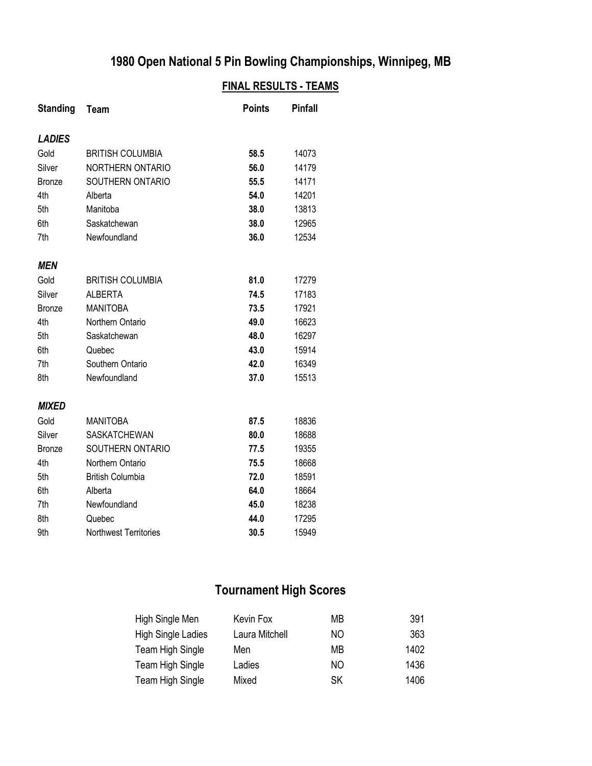# 1980 Open National 5 Pin Bowling Championships, Winnipeg, MB

## FINAL RESULTS - TEAMS

| Standing | Team | Points | Pinfall |
|---|---|---|---|
| ***LADIES*** | | | |
| Gold | BRITISH COLUMBIA | **58.5** | 14073 |
| Silver | NORTHERN ONTARIO | **56.0** | 14179 |
| Bronze | SOUTHERN ONTARIO | **55.5** | 14171 |
| 4th | Alberta | **54.0** | 14201 |
| 5th | Manitoba | **38.0** | 13813 |
| 6th | Saskatchewan | **38.0** | 12965 |
| 7th | Newfoundland | **36.0** | 12534 |
| ***MEN*** | | | |
| Gold | BRITISH COLUMBIA | **81.0** | 17279 |
| Silver | ALBERTA | **74.5** | 17183 |
| Bronze | MANITOBA | **73.5** | 17921 |
| 4th | Northern Ontario | **49.0** | 16623 |
| 5th | Saskatchewan | **48.0** | 16297 |
| 6th | Quebec | **43.0** | 15914 |
| 7th | Southern Ontario | **42.0** | 16349 |
| 8th | Newfoundland | **37.0** | 15513 |
| ***MIXED*** | | | |
| Gold | MANITOBA | **87.5** | 18836 |
| Silver | SASKATCHEWAN | **80.0** | 18688 |
| Bronze | SOUTHERN ONTARIO | **77.5** | 19355 |
| 4th | Northern Ontario | **75.5** | 18668 |
| 5th | British Columbia | **72.0** | 18591 |
| 6th | Alberta | **64.0** | 18664 |
| 7th | Newfoundland | **45.0** | 18238 |
| 8th | Quebec | **44.0** | 17295 |
| 9th | Northwest Territories | **30.5** | 15949 |

## Tournament High Scores

| | | | |
|---|---|---|---|
| High Single Men | Kevin Fox | MB | 391 |
| High Single Ladies | Laura Mitchell | NO | 363 |
| Team High Single | Men | MB | 1402 |
| Team High Single | Ladies | NO | 1436 |
| Team High Single | Mixed | SK | 1406 |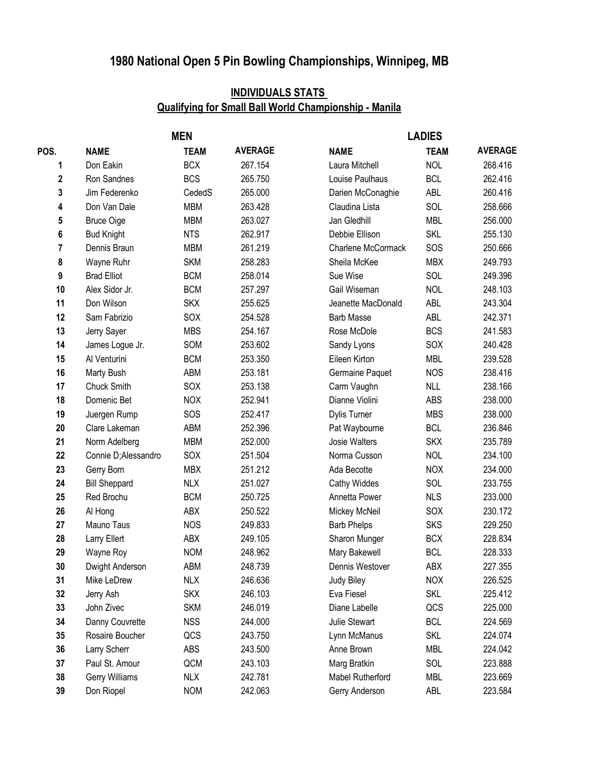# 1980 National Open 5 Pin Bowling Championships, Winnipeg, MB

## INDIVIDUALS STATS
## Qualifying for Small Ball World Championship - Manila

| | MEN | | | LADIES | | |
|---|---|---|---|---|---|---|
| POS. | NAME | TEAM | AVERAGE | NAME | TEAM | AVERAGE |
| 1 | Don Eakin | BCX | 267.154 | Laura Mitchell | NOL | 268.416 |
| 2 | Ron Sandnes | BCS | 265.750 | Louise Paulhaus | BCL | 262.416 |
| 3 | Jim Federenko | CededS | 265.000 | Darien McConaghie | ABL | 260.416 |
| 4 | Don Van Dale | MBM | 263.428 | Claudina Lista | SOL | 258.666 |
| 5 | Bruce Oige | MBM | 263.027 | Jan Gledhill | MBL | 256.000 |
| 6 | Bud Knight | NTS | 262.917 | Debbie Ellison | SKL | 255.130 |
| 7 | Dennis Braun | MBM | 261.219 | Charlene McCormack | SOS | 250.666 |
| 8 | Wayne Ruhr | SKM | 258.283 | Sheila McKee | MBX | 249.793 |
| 9 | Brad Elliot | BCM | 258.014 | Sue Wise | SOL | 249.396 |
| 10 | Alex Sidor Jr. | BCM | 257.297 | Gail Wiseman | NOL | 248.103 |
| 11 | Don Wilson | SKX | 255.625 | Jeanette MacDonald | ABL | 243.304 |
| 12 | Sam Fabrizio | SOX | 254.528 | Barb Masse | ABL | 242.371 |
| 13 | Jerry Sayer | MBS | 254.167 | Rose McDole | BCS | 241.583 |
| 14 | James Logue Jr. | SOM | 253.602 | Sandy Lyons | SOX | 240.428 |
| 15 | Al Venturini | BCM | 253.350 | Eileen Kirton | MBL | 239.528 |
| 16 | Marty Bush | ABM | 253.181 | Germaine Paquet | NOS | 238.416 |
| 17 | Chuck Smith | SOX | 253.138 | Carm Vaughn | NLL | 238.166 |
| 18 | Domenic Bet | NOX | 252.941 | Dianne Violini | ABS | 238.000 |
| 19 | Juergen Rump | SOS | 252.417 | Dylis Turner | MBS | 238.000 |
| 20 | Clare Lakeman | ABM | 252.396 | Pat Waybourne | BCL | 236.846 |
| 21 | Norm Adelberg | MBM | 252.000 | Josie Walters | SKX | 235.789 |
| 22 | Connie D;Alessandro | SOX | 251.504 | Norma Cusson | NOL | 234.100 |
| 23 | Gerry Born | MBX | 251.212 | Ada Becotte | NOX | 234.000 |
| 24 | Bill Sheppard | NLX | 251.027 | Cathy Widdes | SOL | 233.755 |
| 25 | Red Brochu | BCM | 250.725 | Annetta Power | NLS | 233.000 |
| 26 | Al Hong | ABX | 250.522 | Mickey McNeil | SOX | 230.172 |
| 27 | Mauno Taus | NOS | 249.833 | Barb Phelps | SKS | 229.250 |
| 28 | Larry Ellert | ABX | 249.105 | Sharon Munger | BCX | 228.834 |
| 29 | Wayne Roy | NOM | 248.962 | Mary Bakewell | BCL | 228.333 |
| 30 | Dwight Anderson | ABM | 248.739 | Dennis Westover | ABX | 227.355 |
| 31 | Mike LeDrew | NLX | 246.636 | Judy Biley | NOX | 226.525 |
| 32 | Jerry Ash | SKX | 246.103 | Eva Fiesel | SKL | 225.412 |
| 33 | John Zivec | SKM | 246.019 | Diane Labelle | QCS | 225.000 |
| 34 | Danny Couvrette | NSS | 244.000 | Julie Stewart | BCL | 224.569 |
| 35 | Rosaire Boucher | QCS | 243.750 | Lynn McManus | SKL | 224.074 |
| 36 | Larry Scherr | ABS | 243.500 | Anne Brown | MBL | 224.042 |
| 37 | Paul St. Amour | QCM | 243.103 | Marg Bratkin | SOL | 223.888 |
| 38 | Gerry Williams | NLX | 242.781 | Mabel Rutherford | MBL | 223.669 |
| 39 | Don Riopel | NOM | 242.063 | Gerry Anderson | ABL | 223.584 |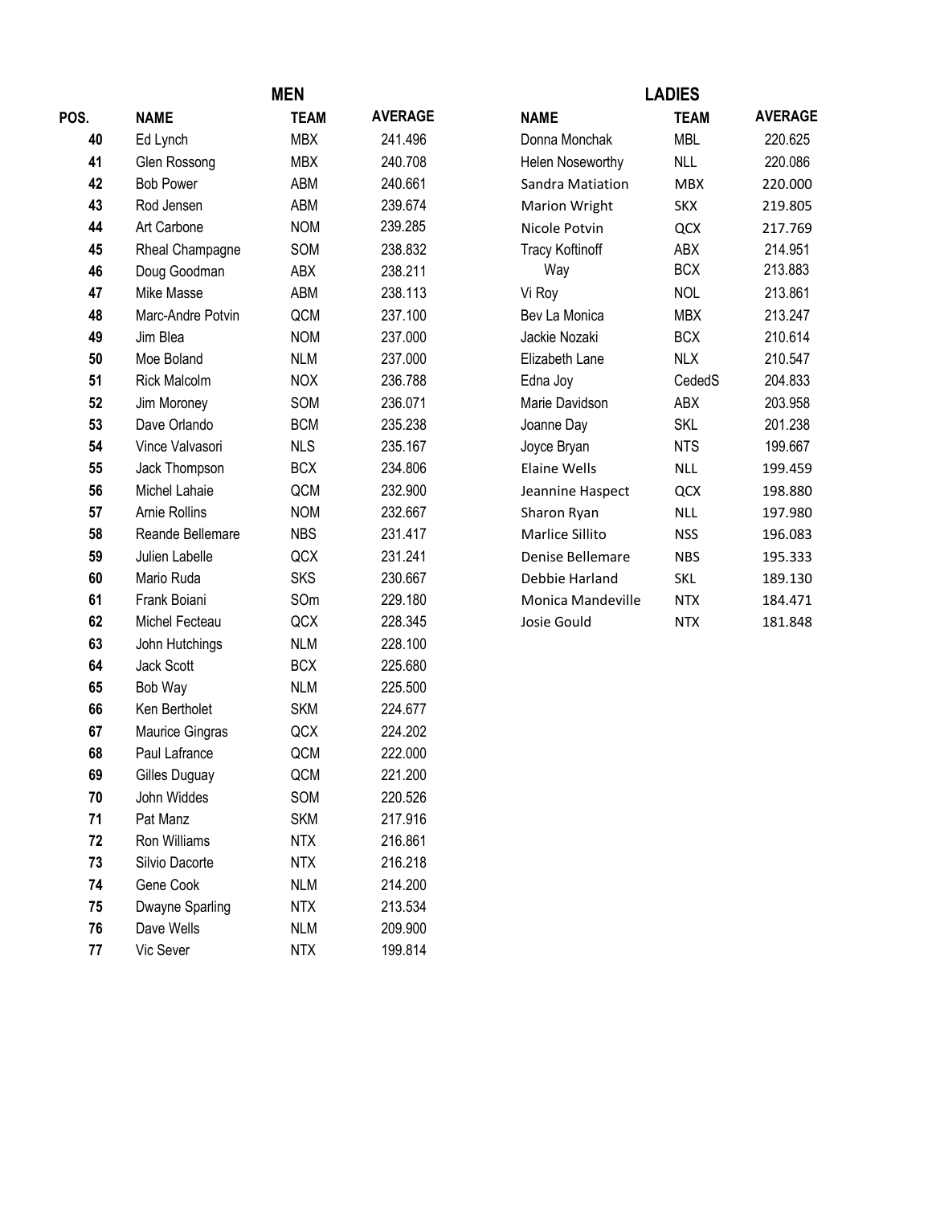## MEN

| POS. | NAME | TEAM | AVERAGE |
|---|---|---|---|
| 40 | Ed Lynch | MBX | 241.496 |
| 41 | Glen Rossong | MBX | 240.708 |
| 42 | Bob Power | ABM | 240.661 |
| 43 | Rod Jensen | ABM | 239.674 |
| 44 | Art Carbone | NOM | 239.285 |
| 45 | Rheal Champagne | SOM | 238.832 |
| 46 | Doug Goodman | ABX | 238.211 |
| 47 | Mike Masse | ABM | 238.113 |
| 48 | Marc-Andre Potvin | QCM | 237.100 |
| 49 | Jim Blea | NOM | 237.000 |
| 50 | Moe Boland | NLM | 237.000 |
| 51 | Rick Malcolm | NOX | 236.788 |
| 52 | Jim Moroney | SOM | 236.071 |
| 53 | Dave Orlando | BCM | 235.238 |
| 54 | Vince Valvasori | NLS | 235.167 |
| 55 | Jack Thompson | BCX | 234.806 |
| 56 | Michel Lahaie | QCM | 232.900 |
| 57 | Arnie Rollins | NOM | 232.667 |
| 58 | Reande Bellemare | NBS | 231.417 |
| 59 | Julien Labelle | QCX | 231.241 |
| 60 | Mario Ruda | SKS | 230.667 |
| 61 | Frank Boiani | SOm | 229.180 |
| 62 | Michel Fecteau | QCX | 228.345 |
| 63 | John Hutchings | NLM | 228.100 |
| 64 | Jack Scott | BCX | 225.680 |
| 65 | Bob Way | NLM | 225.500 |
| 66 | Ken Bertholet | SKM | 224.677 |
| 67 | Maurice Gingras | QCX | 224.202 |
| 68 | Paul Lafrance | QCM | 222.000 |
| 69 | Gilles Duguay | QCM | 221.200 |
| 70 | John Widdes | SOM | 220.526 |
| 71 | Pat Manz | SKM | 217.916 |
| 72 | Ron Williams | NTX | 216.861 |
| 73 | Silvio Dacorte | NTX | 216.218 |
| 74 | Gene Cook | NLM | 214.200 |
| 75 | Dwayne Sparling | NTX | 213.534 |
| 76 | Dave Wells | NLM | 209.900 |
| 77 | Vic Sever | NTX | 199.814 |

## LADIES

| NAME | TEAM | AVERAGE |
|---|---|---|
| Donna Monchak | MBL | 220.625 |
| Helen Noseworthy | NLL | 220.086 |
| Sandra Matiation | MBX | 220.000 |
| Marion Wright | SKX | 219.805 |
| Nicole Potvin | QCX | 217.769 |
| Tracy Koftinoff | ABX | 214.951 |
| Way | BCX | 213.883 |
| Vi Roy | NOL | 213.861 |
| Bev La Monica | MBX | 213.247 |
| Jackie Nozaki | BCX | 210.614 |
| Elizabeth Lane | NLX | 210.547 |
| Edna Joy | CededS | 204.833 |
| Marie Davidson | ABX | 203.958 |
| Joanne Day | SKL | 201.238 |
| Joyce Bryan | NTS | 199.667 |
| Elaine Wells | NLL | 199.459 |
| Jeannine Haspect | QCX | 198.880 |
| Sharon Ryan | NLL | 197.980 |
| Marlice Sillito | NSS | 196.083 |
| Denise Bellemare | NBS | 195.333 |
| Debbie Harland | SKL | 189.130 |
| Monica Mandeville | NTX | 184.471 |
| Josie Gould | NTX | 181.848 |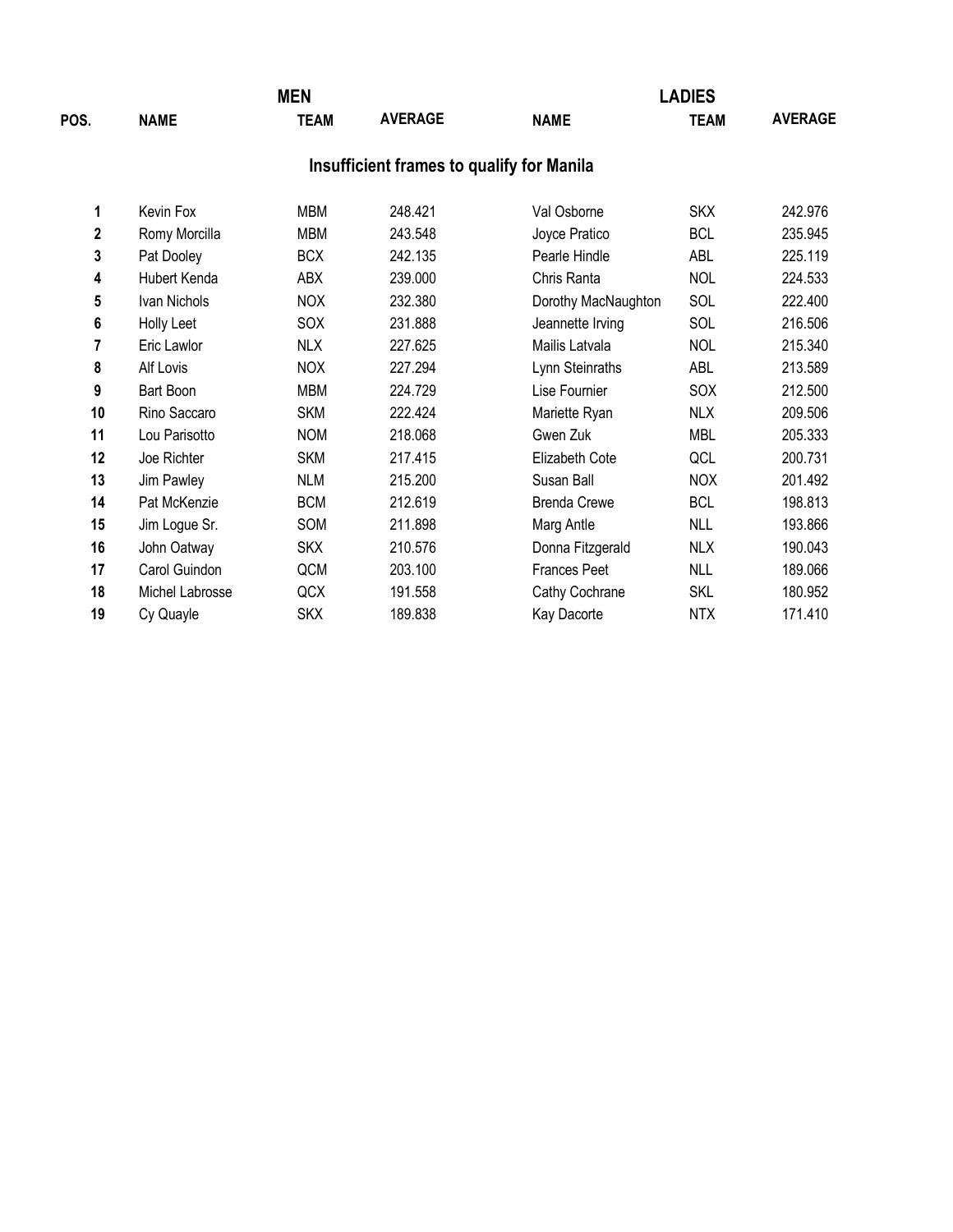| | MEN | | | LADIES | | |
|---|---|---|---|---|---|---|
| **POS.** | **NAME** | **TEAM** | **AVERAGE** | **NAME** | **TEAM** | **AVERAGE** |

**Insufficient frames to qualify for Manila**

| POS. | NAME | TEAM | AVERAGE | NAME | TEAM | AVERAGE |
|---|---|---|---|---|---|---|
| **1** | Kevin Fox | MBM | 248.421 | Val Osborne | SKX | 242.976 |
| **2** | Romy Morcilla | MBM | 243.548 | Joyce Pratico | BCL | 235.945 |
| **3** | Pat Dooley | BCX | 242.135 | Pearle Hindle | ABL | 225.119 |
| **4** | Hubert Kenda | ABX | 239.000 | Chris Ranta | NOL | 224.533 |
| **5** | Ivan Nichols | NOX | 232.380 | Dorothy MacNaughton | SOL | 222.400 |
| **6** | Holly Leet | SOX | 231.888 | Jeannette Irving | SOL | 216.506 |
| **7** | Eric Lawlor | NLX | 227.625 | Mailis Latvala | NOL | 215.340 |
| **8** | Alf Lovis | NOX | 227.294 | Lynn Steinraths | ABL | 213.589 |
| **9** | Bart Boon | MBM | 224.729 | Lise Fournier | SOX | 212.500 |
| **10** | Rino Saccaro | SKM | 222.424 | Mariette Ryan | NLX | 209.506 |
| **11** | Lou Parisotto | NOM | 218.068 | Gwen Zuk | MBL | 205.333 |
| **12** | Joe Richter | SKM | 217.415 | Elizabeth Cote | QCL | 200.731 |
| **13** | Jim Pawley | NLM | 215.200 | Susan Ball | NOX | 201.492 |
| **14** | Pat McKenzie | BCM | 212.619 | Brenda Crewe | BCL | 198.813 |
| **15** | Jim Logue Sr. | SOM | 211.898 | Marg Antle | NLL | 193.866 |
| **16** | John Oatway | SKX | 210.576 | Donna Fitzgerald | NLX | 190.043 |
| **17** | Carol Guindon | QCM | 203.100 | Frances Peet | NLL | 189.066 |
| **18** | Michel Labrosse | QCX | 191.558 | Cathy Cochrane | SKL | 180.952 |
| **19** | Cy Quayle | SKX | 189.838 | Kay Dacorte | NTX | 171.410 |